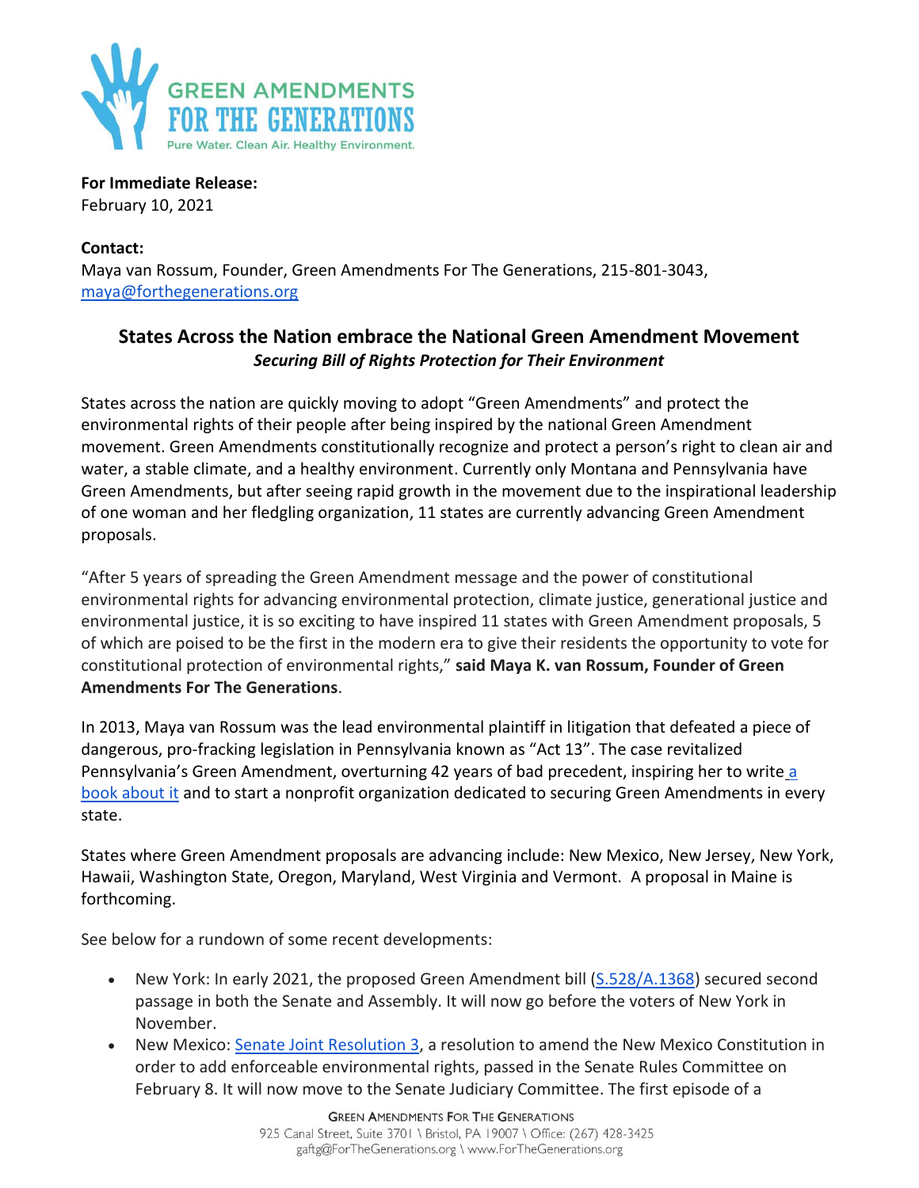**For Immediate Release:**
February 10, 2021

**Contact:**
Maya van Rossum, Founder, Green Amendments For The Generations, 215-801-3043, maya@forthegenerations.org

## States Across the Nation embrace the National Green Amendment Movement

***Securing Bill of Rights Protection for Their Environment***

States across the nation are quickly moving to adopt "Green Amendments" and protect the environmental rights of their people after being inspired by the national Green Amendment movement. Green Amendments constitutionally recognize and protect a person's right to clean air and water, a stable climate, and a healthy environment. Currently only Montana and Pennsylvania have Green Amendments, but after seeing rapid growth in the movement due to the inspirational leadership of one woman and her fledgling organization, 11 states are currently advancing Green Amendment proposals.

"After 5 years of spreading the Green Amendment message and the power of constitutional environmental rights for advancing environmental protection, climate justice, generational justice and environmental justice, it is so exciting to have inspired 11 states with Green Amendment proposals, 5 of which are poised to be the first in the modern era to give their residents the opportunity to vote for constitutional protection of environmental rights," **said Maya K. van Rossum, Founder of Green Amendments For The Generations**.

In 2013, Maya van Rossum was the lead environmental plaintiff in litigation that defeated a piece of dangerous, pro-fracking legislation in Pennsylvania known as "Act 13". The case revitalized Pennsylvania's Green Amendment, overturning 42 years of bad precedent, inspiring her to write a book about it and to start a nonprofit organization dedicated to securing Green Amendments in every state.

States where Green Amendment proposals are advancing include: New Mexico, New Jersey, New York, Hawaii, Washington State, Oregon, Maryland, West Virginia and Vermont. A proposal in Maine is forthcoming.

See below for a rundown of some recent developments:

- New York: In early 2021, the proposed Green Amendment bill (S.528/A.1368) secured second passage in both the Senate and Assembly. It will now go before the voters of New York in November.
- New Mexico: Senate Joint Resolution 3, a resolution to amend the New Mexico Constitution in order to add enforceable environmental rights, passed in the Senate Rules Committee on February 8. It will now move to the Senate Judiciary Committee. The first episode of a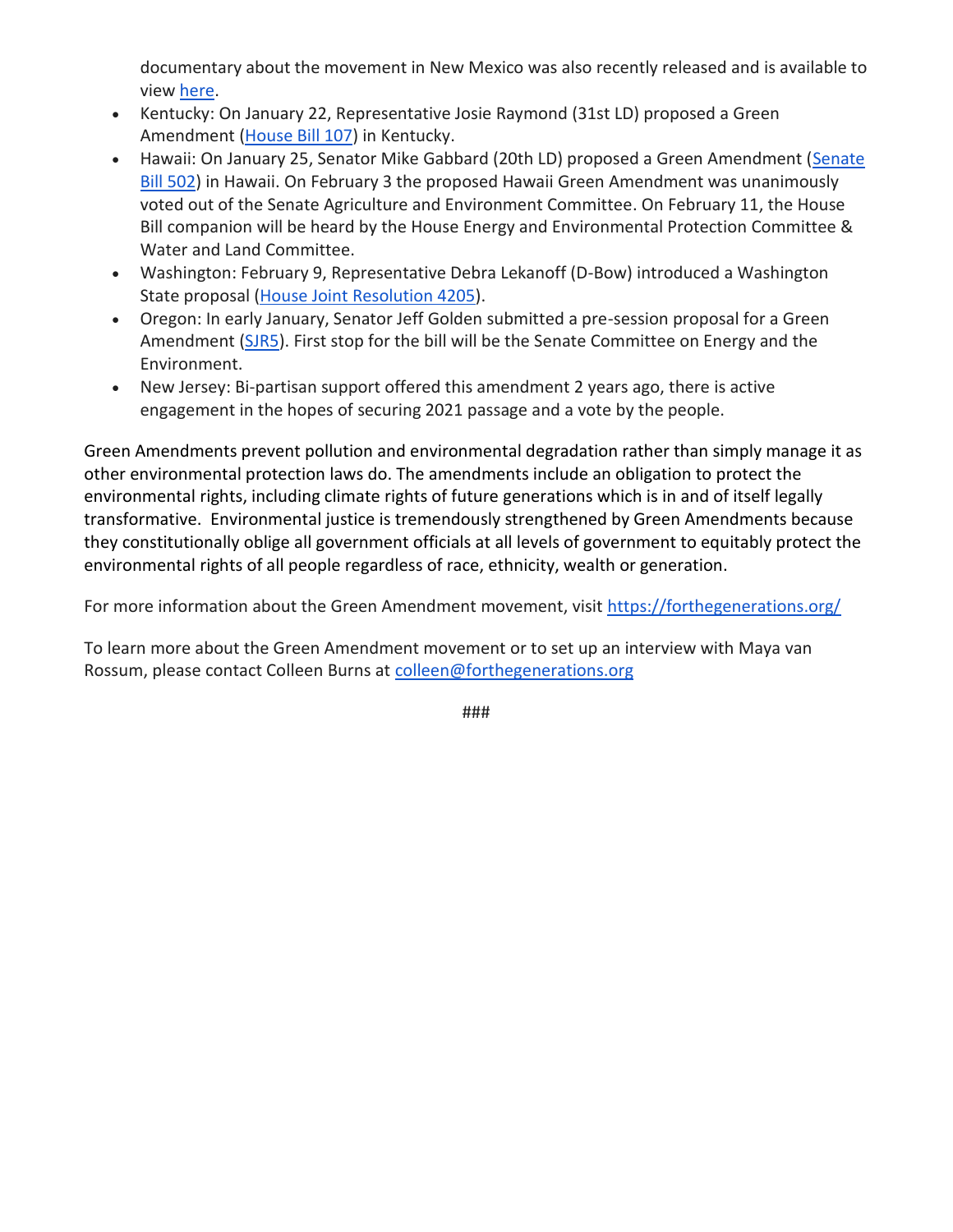documentary about the movement in New Mexico was also recently released and is available to view [here](#).

- Kentucky: On January 22, Representative Josie Raymond (31st LD) proposed a Green Amendment ([House Bill 107](#)) in Kentucky.
- Hawaii: On January 25, Senator Mike Gabbard (20th LD) proposed a Green Amendment ([Senate Bill 502](#)) in Hawaii. On February 3 the proposed Hawaii Green Amendment was unanimously voted out of the Senate Agriculture and Environment Committee. On February 11, the House Bill companion will be heard by the House Energy and Environmental Protection Committee & Water and Land Committee.
- Washington: February 9, Representative Debra Lekanoff (D-Bow) introduced a Washington State proposal ([House Joint Resolution 4205](#)).
- Oregon: In early January, Senator Jeff Golden submitted a pre-session proposal for a Green Amendment ([SJR5](#)). First stop for the bill will be the Senate Committee on Energy and the Environment.
- New Jersey: Bi-partisan support offered this amendment 2 years ago, there is active engagement in the hopes of securing 2021 passage and a vote by the people.

Green Amendments prevent pollution and environmental degradation rather than simply manage it as other environmental protection laws do. The amendments include an obligation to protect the environmental rights, including climate rights of future generations which is in and of itself legally transformative. Environmental justice is tremendously strengthened by Green Amendments because they constitutionally oblige all government officials at all levels of government to equitably protect the environmental rights of all people regardless of race, ethnicity, wealth or generation.

For more information about the Green Amendment movement, visit [https://forthegenerations.org/](https://forthegenerations.org/)

To learn more about the Green Amendment movement or to set up an interview with Maya van Rossum, please contact Colleen Burns at [colleen@forthegenerations.org](mailto:colleen@forthegenerations.org)

###